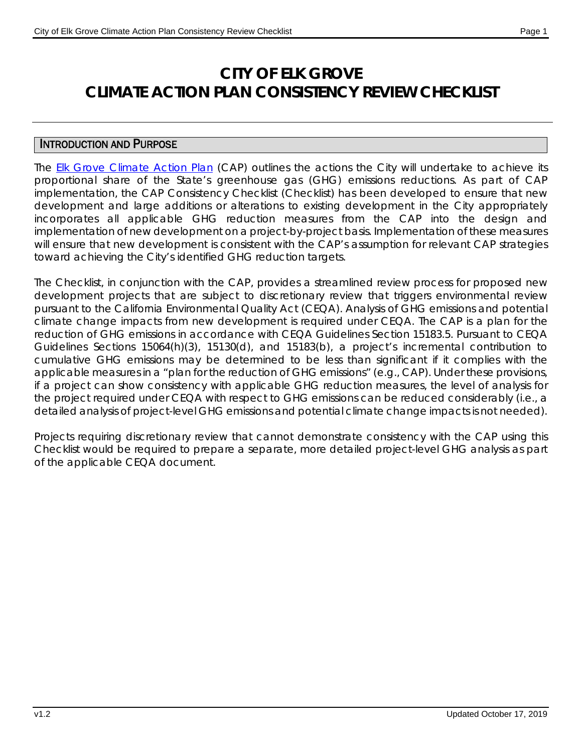# CITY OF ELK GROVE
# CLIMATE ACTION PLAN CONSISTENCY REVIEW CHECKLIST

## INTRODUCTION AND PURPOSE

The Elk Grove Climate Action Plan (CAP) outlines the actions the City will undertake to achieve its proportional share of the State's greenhouse gas (GHG) emissions reductions. As part of CAP implementation, the CAP Consistency Checklist (Checklist) has been developed to ensure that new development and large additions or alterations to existing development in the City appropriately incorporates all applicable GHG reduction measures from the CAP into the design and implementation of new development on a project-by-project basis. Implementation of these measures will ensure that new development is consistent with the CAP's assumption for relevant CAP strategies toward achieving the City's identified GHG reduction targets.

The Checklist, in conjunction with the CAP, provides a streamlined review process for proposed new development projects that are subject to discretionary review that triggers environmental review pursuant to the California Environmental Quality Act (CEQA). Analysis of GHG emissions and potential climate change impacts from new development is required under CEQA. The CAP is a plan for the reduction of GHG emissions in accordance with CEQA Guidelines Section 15183.5. Pursuant to CEQA Guidelines Sections 15064(h)(3), 15130(d), and 15183(b), a project's incremental contribution to cumulative GHG emissions may be determined to be less than significant if it complies with the applicable measures in a "plan for the reduction of GHG emissions" (e.g., CAP). Under these provisions, if a project can show consistency with applicable GHG reduction measures, the level of analysis for the project required under CEQA with respect to GHG emissions can be reduced considerably (i.e., a detailed analysis of project-level GHG emissions and potential climate change impacts is not needed).

Projects requiring discretionary review that cannot demonstrate consistency with the CAP using this Checklist would be required to prepare a separate, more detailed project-level GHG analysis as part of the applicable CEQA document.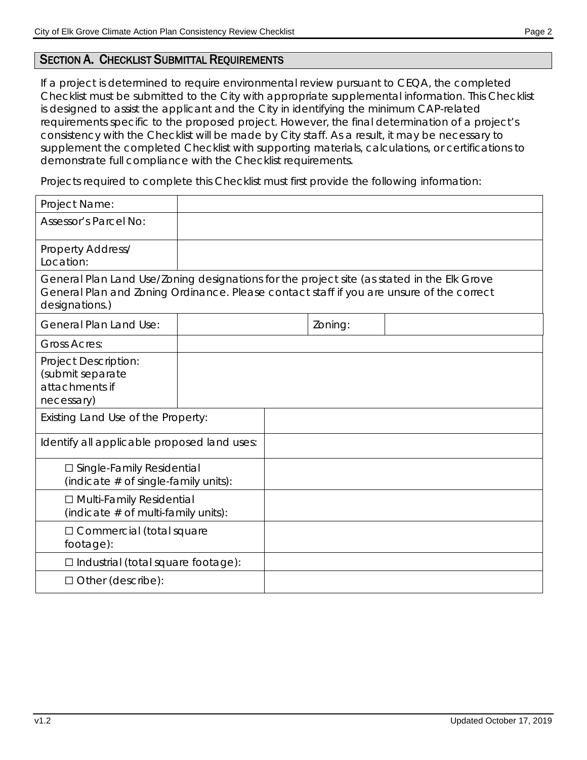## SECTION A. CHECKLIST SUBMITTAL REQUIREMENTS

If a project is determined to require environmental review pursuant to CEQA, the completed Checklist must be submitted to the City with appropriate supplemental information. This Checklist is designed to assist the applicant and the City in identifying the minimum CAP-related requirements specific to the proposed project. However, the final determination of a project's consistency with the Checklist will be made by City staff. As a result, it may be necessary to supplement the completed Checklist with supporting materials, calculations, or certifications to demonstrate full compliance with the Checklist requirements.

Projects required to complete this Checklist must first provide the following information:

| | | | |
|---|---|---|---|
| Project Name: | | | |
| Assessor's Parcel No: | | | |
| Property Address/ Location: | | | |
| General Plan Land Use/Zoning designations for the project site (as stated in the Elk Grove General Plan and Zoning Ordinance. Please contact staff if you are unsure of the correct designations.) | | | |
| General Plan Land Use: | | Zoning: | |
| Gross Acres: | | | |
| Project Description: (submit separate attachments if necessary) | | | |
| Existing Land Use of the Property: | | | |
| Identify all applicable proposed land uses: | | | |
| ☐ Single-Family Residential (indicate # of single-family units): | | | |
| ☐ Multi-Family Residential (indicate # of multi-family units): | | | |
| ☐ Commercial (total square footage): | | | |
| ☐ Industrial (total square footage): | | | |
| ☐ Other (describe): | | | |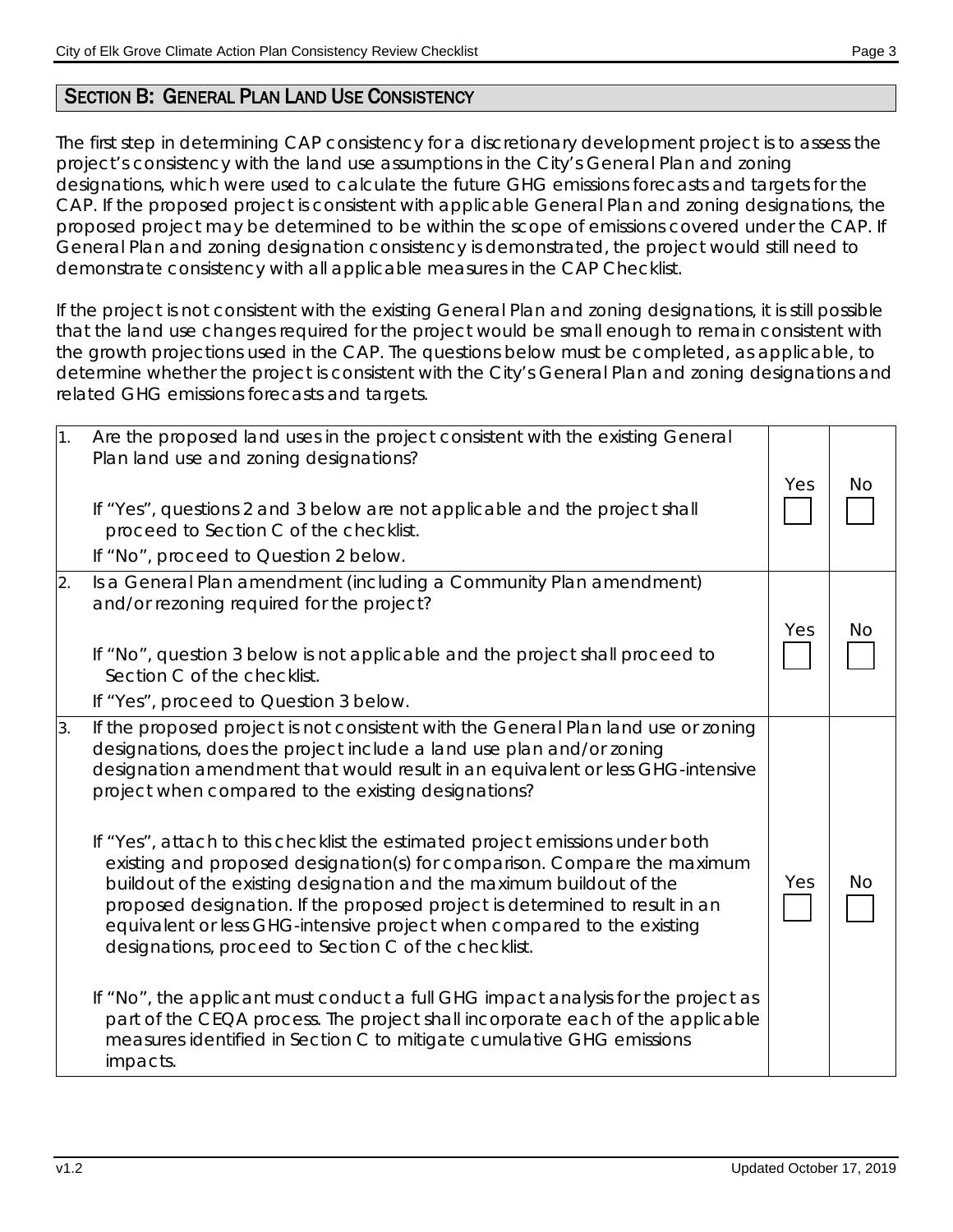## SECTION B: GENERAL PLAN LAND USE CONSISTENCY

The first step in determining CAP consistency for a discretionary development project is to assess the project's consistency with the land use assumptions in the City's General Plan and zoning designations, which were used to calculate the future GHG emissions forecasts and targets for the CAP. If the proposed project is consistent with applicable General Plan and zoning designations, the proposed project may be determined to be within the scope of emissions covered under the CAP. If General Plan and zoning designation consistency is demonstrated, the project would still need to demonstrate consistency with all applicable measures in the CAP Checklist.

If the project is not consistent with the existing General Plan and zoning designations, it is still possible that the land use changes required for the project would be small enough to remain consistent with the growth projections used in the CAP. The questions below must be completed, as applicable, to determine whether the project is consistent with the City's General Plan and zoning designations and related GHG emissions forecasts and targets.

| | Question | Yes | No |
|---|---|---|---|
| 1. | Are the proposed land uses in the project consistent with the existing General Plan land use and zoning designations?<br><br>If "Yes", questions 2 and 3 below are not applicable and the project shall proceed to Section C of the checklist.<br>If "No", proceed to Question 2 below. | ☐ | ☐ |
| 2. | Is a General Plan amendment (including a Community Plan amendment) and/or rezoning required for the project?<br><br>If "No", question 3 below is not applicable and the project shall proceed to Section C of the checklist.<br>If "Yes", proceed to Question 3 below. | ☐ | ☐ |
| 3. | If the proposed project is not consistent with the General Plan land use or zoning designations, does the project include a land use plan and/or zoning designation amendment that would result in an equivalent or less GHG-intensive project when compared to the existing designations?<br><br>If "Yes", attach to this checklist the estimated project emissions under both existing and proposed designation(s) for comparison. Compare the maximum buildout of the existing designation and the maximum buildout of the proposed designation. If the proposed project is determined to result in an equivalent or less GHG-intensive project when compared to the existing designations, proceed to Section C of the checklist.<br><br>If "No", the applicant must conduct a full GHG impact analysis for the project as part of the CEQA process. The project shall incorporate each of the applicable measures identified in Section C to mitigate cumulative GHG emissions impacts. | ☐ | ☐ |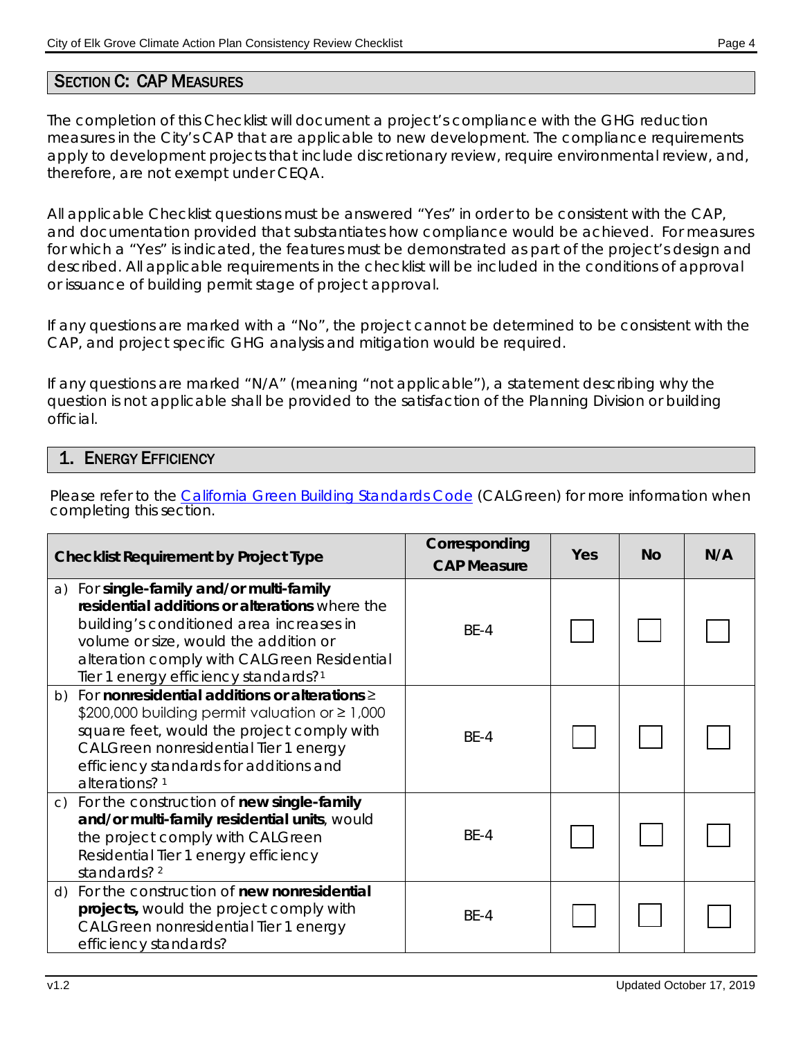## SECTION C: CAP MEASURES

The completion of this Checklist will document a project's compliance with the GHG reduction measures in the City's CAP that are applicable to new development. The compliance requirements apply to development projects that include discretionary review, require environmental review, and, therefore, are not exempt under CEQA.

All applicable Checklist questions must be answered "Yes" in order to be consistent with the CAP, and documentation provided that substantiates how compliance would be achieved. For measures for which a "Yes" is indicated, the features must be demonstrated as part of the project's design and described. All applicable requirements in the checklist will be included in the conditions of approval or issuance of building permit stage of project approval.

If any questions are marked with a "No", the project cannot be determined to be consistent with the CAP, and project specific GHG analysis and mitigation would be required.

If any questions are marked "N/A" (meaning "not applicable"), a statement describing why the question is not applicable shall be provided to the satisfaction of the Planning Division or building official.

### 1. ENERGY EFFICIENCY

Please refer to the [California Green Building Standards Code](#) (CALGreen) for more information when completing this section.

| Checklist Requirement by Project Type | Corresponding CAP Measure | Yes | No | N/A |
|---|---|---|---|---|
| a) For **single-family and/or multi-family residential additions or alterations** where the building's conditioned area increases in volume or size, would the addition or alteration comply with CALGreen Residential Tier 1 energy efficiency standards?[1] | BE-4 | ☐ | ☐ | ☐ |
| b) For **nonresidential additions or alterations** ≥ \$200,000 building permit valuation or ≥ 1,000 square feet, would the project comply with CALGreen nonresidential Tier 1 energy efficiency standards for additions and alterations? [1] | BE-4 | ☐ | ☐ | ☐ |
| c) For the construction of **new single-family and/or multi-family residential units**, would the project comply with CALGreen Residential Tier 1 energy efficiency standards? [2] | BE-4 | ☐ | ☐ | ☐ |
| d) For the construction of **new nonresidential projects,** would the project comply with CALGreen nonresidential Tier 1 energy efficiency standards? | BE-4 | ☐ | ☐ | ☐ |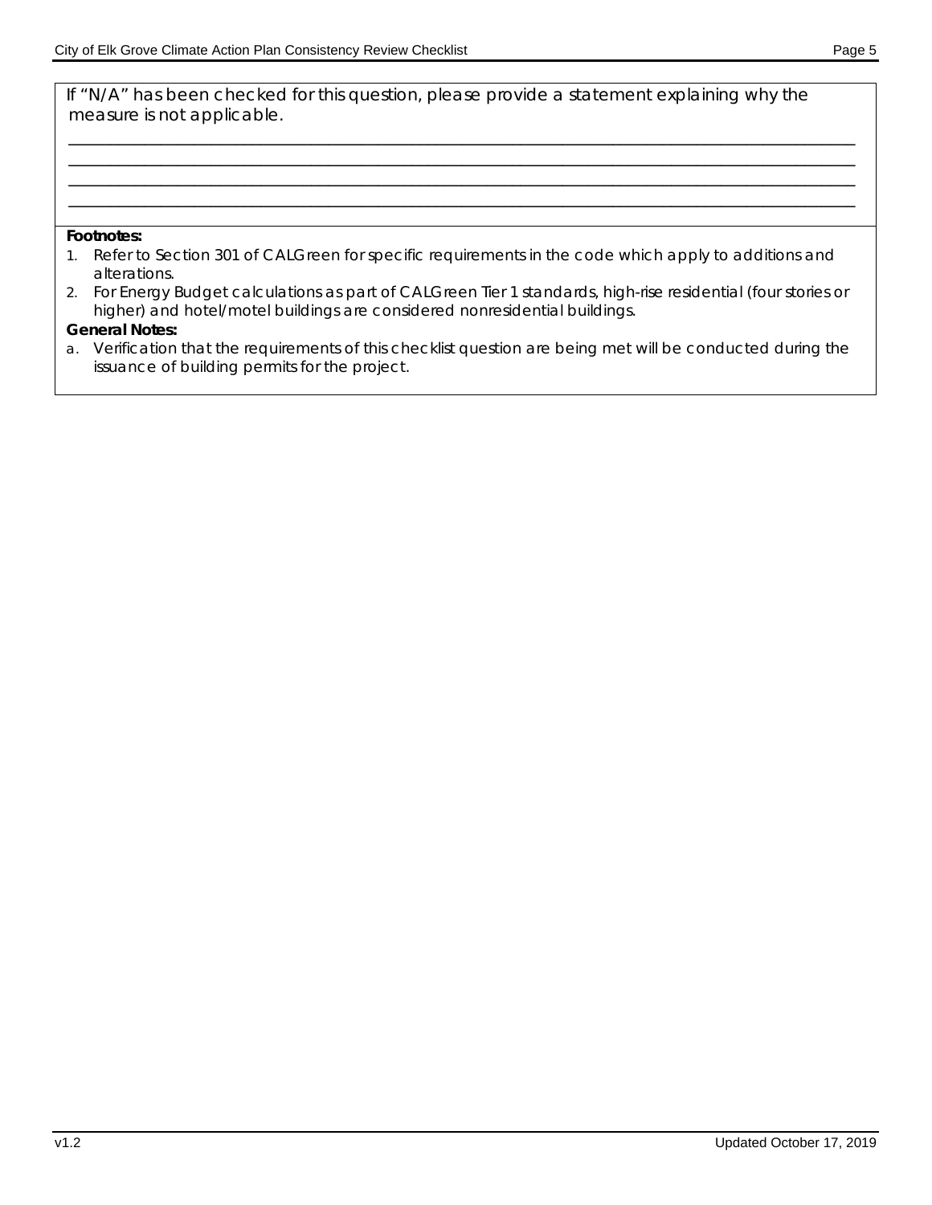If "N/A" has been checked for this question, please provide a statement explaining why the measure is not applicable.

\_\_\_\_\_\_\_\_\_\_\_\_\_\_\_\_\_\_\_\_\_\_\_\_\_\_\_\_\_\_\_\_\_\_\_\_\_\_\_\_\_\_\_\_\_\_\_\_\_\_\_\_\_\_\_\_\_\_\_\_\_\_\_\_\_\_\_\_\_\_\_\_\_\_\_\_\_\_

\_\_\_\_\_\_\_\_\_\_\_\_\_\_\_\_\_\_\_\_\_\_\_\_\_\_\_\_\_\_\_\_\_\_\_\_\_\_\_\_\_\_\_\_\_\_\_\_\_\_\_\_\_\_\_\_\_\_\_\_\_\_\_\_\_\_\_\_\_\_\_\_\_\_\_\_\_\_

\_\_\_\_\_\_\_\_\_\_\_\_\_\_\_\_\_\_\_\_\_\_\_\_\_\_\_\_\_\_\_\_\_\_\_\_\_\_\_\_\_\_\_\_\_\_\_\_\_\_\_\_\_\_\_\_\_\_\_\_\_\_\_\_\_\_\_\_\_\_\_\_\_\_\_\_\_\_

\_\_\_\_\_\_\_\_\_\_\_\_\_\_\_\_\_\_\_\_\_\_\_\_\_\_\_\_\_\_\_\_\_\_\_\_\_\_\_\_\_\_\_\_\_\_\_\_\_\_\_\_\_\_\_\_\_\_\_\_\_\_\_\_\_\_\_\_\_\_\_\_\_\_\_\_\_\_

**Footnotes:**

1. Refer to Section 301 of CALGreen for specific requirements in the code which apply to additions and alterations.
2. For Energy Budget calculations as part of CALGreen Tier 1 standards, high-rise residential (four stories or higher) and hotel/motel buildings are considered nonresidential buildings.

**General Notes:**

a. Verification that the requirements of this checklist question are being met will be conducted during the issuance of building permits for the project.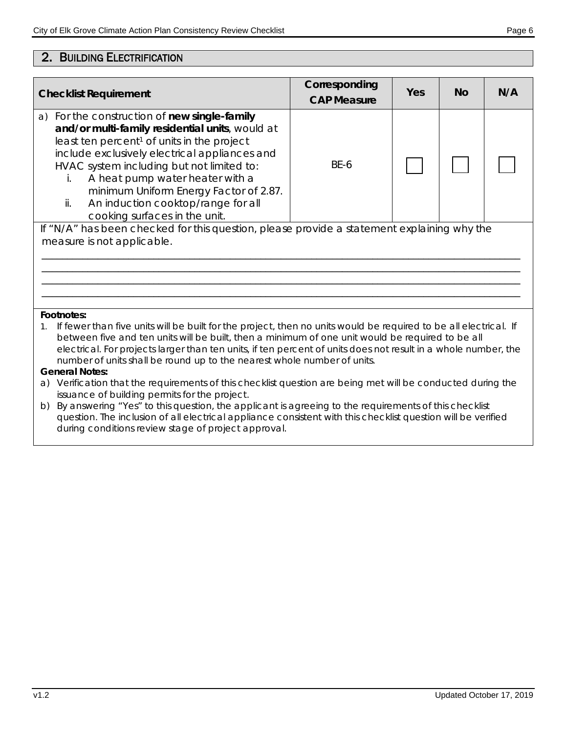## 2. Building Electrification

| Checklist Requirement | Corresponding CAP Measure | Yes | No | N/A |
|---|---|---|---|---|
| a) For the construction of **new single-family and/or multi-family residential units**, would at least ten percent[1] of units in the project include exclusively electrical appliances and HVAC system including but not limited to: <br> i. A heat pump water heater with a minimum Uniform Energy Factor of 2.87. <br> ii. An induction cooktop/range for all cooking surfaces in the unit. | BE-6 | ☐ | ☐ | ☐ |

If "N/A" has been checked for this question, please provide a statement explaining why the measure is not applicable.

\_\_\_\_\_\_\_\_\_\_\_\_\_\_\_\_\_\_\_\_\_\_\_\_\_\_\_\_\_\_\_\_\_\_\_\_\_\_\_\_\_\_\_\_\_\_\_\_\_\_\_\_\_\_\_\_\_\_\_\_\_\_\_\_\_\_\_\_\_\_\_\_\_\_\_\_\_\_

\_\_\_\_\_\_\_\_\_\_\_\_\_\_\_\_\_\_\_\_\_\_\_\_\_\_\_\_\_\_\_\_\_\_\_\_\_\_\_\_\_\_\_\_\_\_\_\_\_\_\_\_\_\_\_\_\_\_\_\_\_\_\_\_\_\_\_\_\_\_\_\_\_\_\_\_\_\_

\_\_\_\_\_\_\_\_\_\_\_\_\_\_\_\_\_\_\_\_\_\_\_\_\_\_\_\_\_\_\_\_\_\_\_\_\_\_\_\_\_\_\_\_\_\_\_\_\_\_\_\_\_\_\_\_\_\_\_\_\_\_\_\_\_\_\_\_\_\_\_\_\_\_\_\_\_\_

\_\_\_\_\_\_\_\_\_\_\_\_\_\_\_\_\_\_\_\_\_\_\_\_\_\_\_\_\_\_\_\_\_\_\_\_\_\_\_\_\_\_\_\_\_\_\_\_\_\_\_\_\_\_\_\_\_\_\_\_\_\_\_\_\_\_\_\_\_\_\_\_\_\_\_\_\_\_

**Footnotes:**

1. If fewer than five units will be built for the project, then no units would be required to be all electrical. If between five and ten units will be built, then a minimum of one unit would be required to be all electrical. For projects larger than ten units, if ten percent of units does not result in a whole number, the number of units shall be round up to the nearest whole number of units.

**General Notes:**

a) Verification that the requirements of this checklist question are being met will be conducted during the issuance of building permits for the project.

b) By answering "Yes" to this question, the applicant is agreeing to the requirements of this checklist question. The inclusion of all electrical appliance consistent with this checklist question will be verified during conditions review stage of project approval.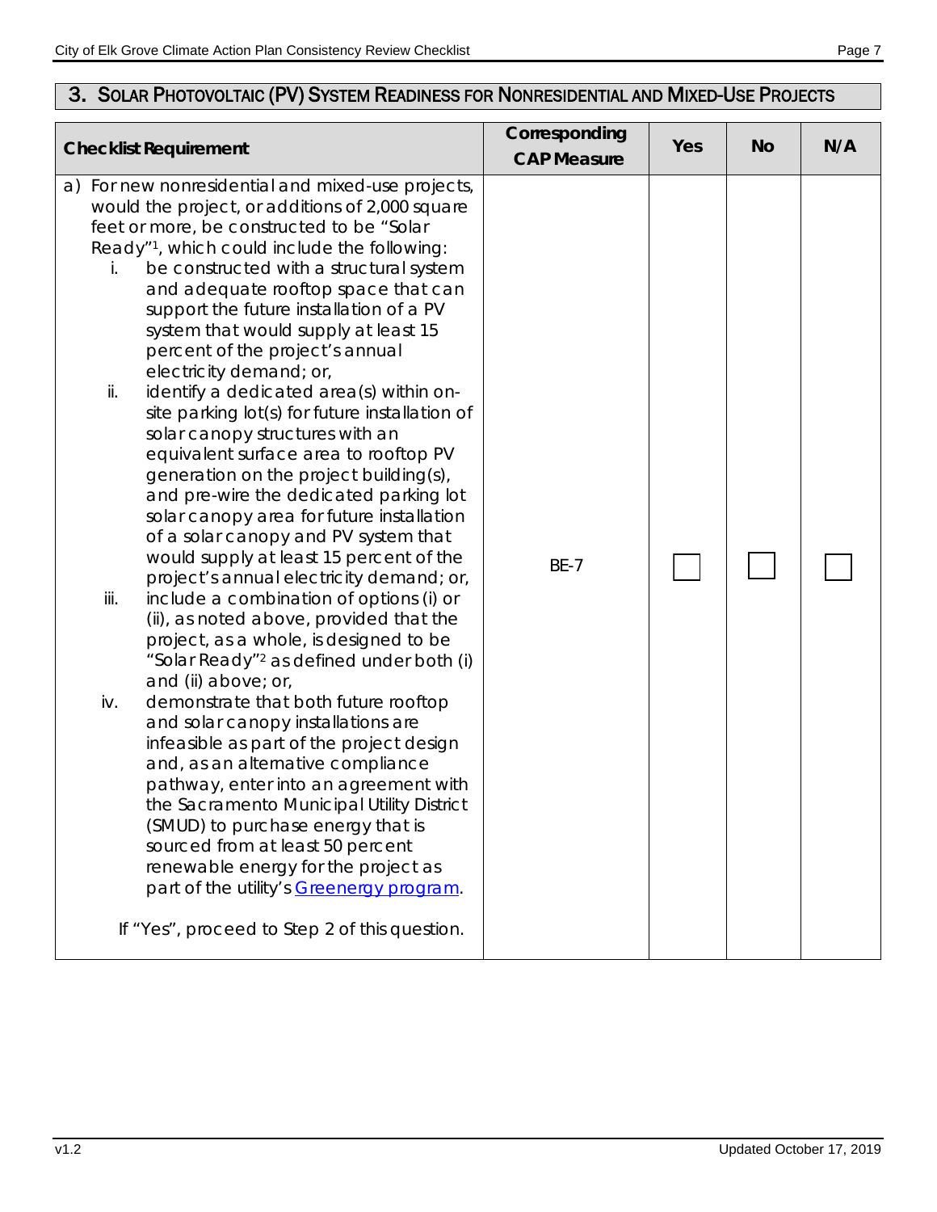## 3. Solar Photovoltaic (PV) System Readiness for Nonresidential and Mixed-Use Projects

| Checklist Requirement | Corresponding CAP Measure | Yes | No | N/A |
|---|---|---|---|---|
| a) For new nonresidential and mixed-use projects, would the project, or additions of 2,000 square feet or more, be constructed to be "Solar Ready"[1], which could include the following:<br>i. be constructed with a structural system and adequate rooftop space that can support the future installation of a PV system that would supply at least 15 percent of the project's annual electricity demand; or,<br>ii. identify a dedicated area(s) within on-site parking lot(s) for future installation of solar canopy structures with an equivalent surface area to rooftop PV generation on the project building(s), and pre-wire the dedicated parking lot solar canopy area for future installation of a solar canopy and PV system that would supply at least 15 percent of the project's annual electricity demand; or,<br>iii. include a combination of options (i) or (ii), as noted above, provided that the project, as a whole, is designed to be "Solar Ready"[2] as defined under both (i) and (ii) above; or,<br>iv. demonstrate that both future rooftop and solar canopy installations are infeasible as part of the project design and, as an alternative compliance pathway, enter into an agreement with the Sacramento Municipal Utility District (SMUD) to purchase energy that is sourced from at least 50 percent renewable energy for the project as part of the utility's Greenergy program.<br><br>If "Yes", proceed to Step 2 of this question. | BE-7 | ☐ | ☐ | ☐ |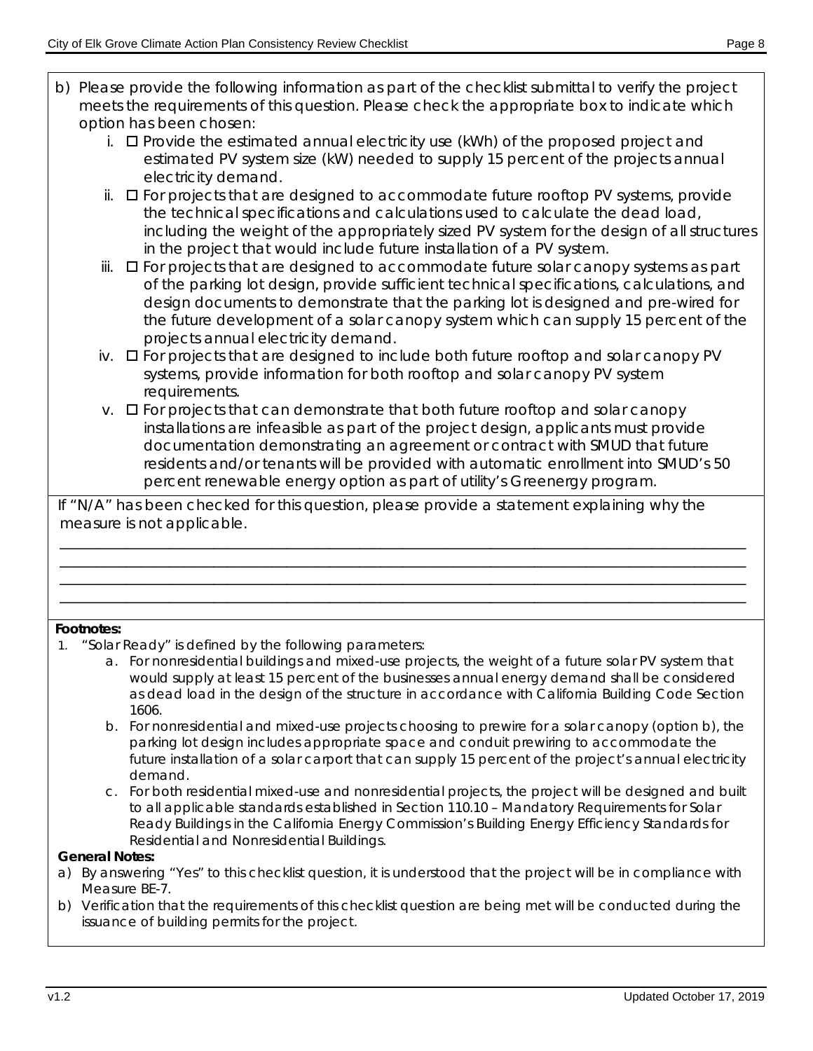b) Please provide the following information as part of the checklist submittal to verify the project meets the requirements of this question. Please check the appropriate box to indicate which option has been chosen:

   i. ☐ Provide the estimated annual electricity use (kWh) of the proposed project and estimated PV system size (kW) needed to supply 15 percent of the projects annual electricity demand.

   ii. ☐ For projects that are designed to accommodate future rooftop PV systems, provide the technical specifications and calculations used to calculate the dead load, including the weight of the appropriately sized PV system for the design of all structures in the project that would include future installation of a PV system.

   iii. ☐ For projects that are designed to accommodate future solar canopy systems as part of the parking lot design, provide sufficient technical specifications, calculations, and design documents to demonstrate that the parking lot is designed and pre-wired for the future development of a solar canopy system which can supply 15 percent of the projects annual electricity demand.

   iv. ☐ For projects that are designed to include both future rooftop and solar canopy PV systems, provide information for both rooftop and solar canopy PV system requirements.

   v. ☐ For projects that can demonstrate that both future rooftop and solar canopy installations are infeasible as part of the project design, applicants must provide documentation demonstrating an agreement or contract with SMUD that future residents and/or tenants will be provided with automatic enrollment into SMUD's 50 percent renewable energy option as part of utility's Greenergy program.

If "N/A" has been checked for this question, please provide a statement explaining why the measure is not applicable.

\_\_\_\_\_\_\_\_\_\_\_\_\_\_\_\_\_\_\_\_\_\_\_\_\_\_\_\_\_\_\_\_\_\_\_\_\_\_\_\_\_\_\_\_\_\_\_\_\_\_\_\_\_\_\_\_\_\_\_\_\_\_\_\_\_\_\_\_\_\_\_\_\_\_\_\_\_\_

\_\_\_\_\_\_\_\_\_\_\_\_\_\_\_\_\_\_\_\_\_\_\_\_\_\_\_\_\_\_\_\_\_\_\_\_\_\_\_\_\_\_\_\_\_\_\_\_\_\_\_\_\_\_\_\_\_\_\_\_\_\_\_\_\_\_\_\_\_\_\_\_\_\_\_\_\_\_

\_\_\_\_\_\_\_\_\_\_\_\_\_\_\_\_\_\_\_\_\_\_\_\_\_\_\_\_\_\_\_\_\_\_\_\_\_\_\_\_\_\_\_\_\_\_\_\_\_\_\_\_\_\_\_\_\_\_\_\_\_\_\_\_\_\_\_\_\_\_\_\_\_\_\_\_\_\_

\_\_\_\_\_\_\_\_\_\_\_\_\_\_\_\_\_\_\_\_\_\_\_\_\_\_\_\_\_\_\_\_\_\_\_\_\_\_\_\_\_\_\_\_\_\_\_\_\_\_\_\_\_\_\_\_\_\_\_\_\_\_\_\_\_\_\_\_\_\_\_\_\_\_\_\_\_\_

**Footnotes:**

1. "Solar Ready" is defined by the following parameters:
   a. For nonresidential buildings and mixed-use projects, the weight of a future solar PV system that would supply at least 15 percent of the businesses annual energy demand shall be considered as dead load in the design of the structure in accordance with California Building Code Section 1606.
   b. For nonresidential and mixed-use projects choosing to prewire for a solar canopy (option b), the parking lot design includes appropriate space and conduit prewiring to accommodate the future installation of a solar carport that can supply 15 percent of the project's annual electricity demand.
   c. For both residential mixed-use and nonresidential projects, the project will be designed and built to all applicable standards established in Section 110.10 – Mandatory Requirements for Solar Ready Buildings in the California Energy Commission's Building Energy Efficiency Standards for Residential and Nonresidential Buildings.

**General Notes:**

a) By answering "Yes" to this checklist question, it is understood that the project will be in compliance with Measure BE-7.

b) Verification that the requirements of this checklist question are being met will be conducted during the issuance of building permits for the project.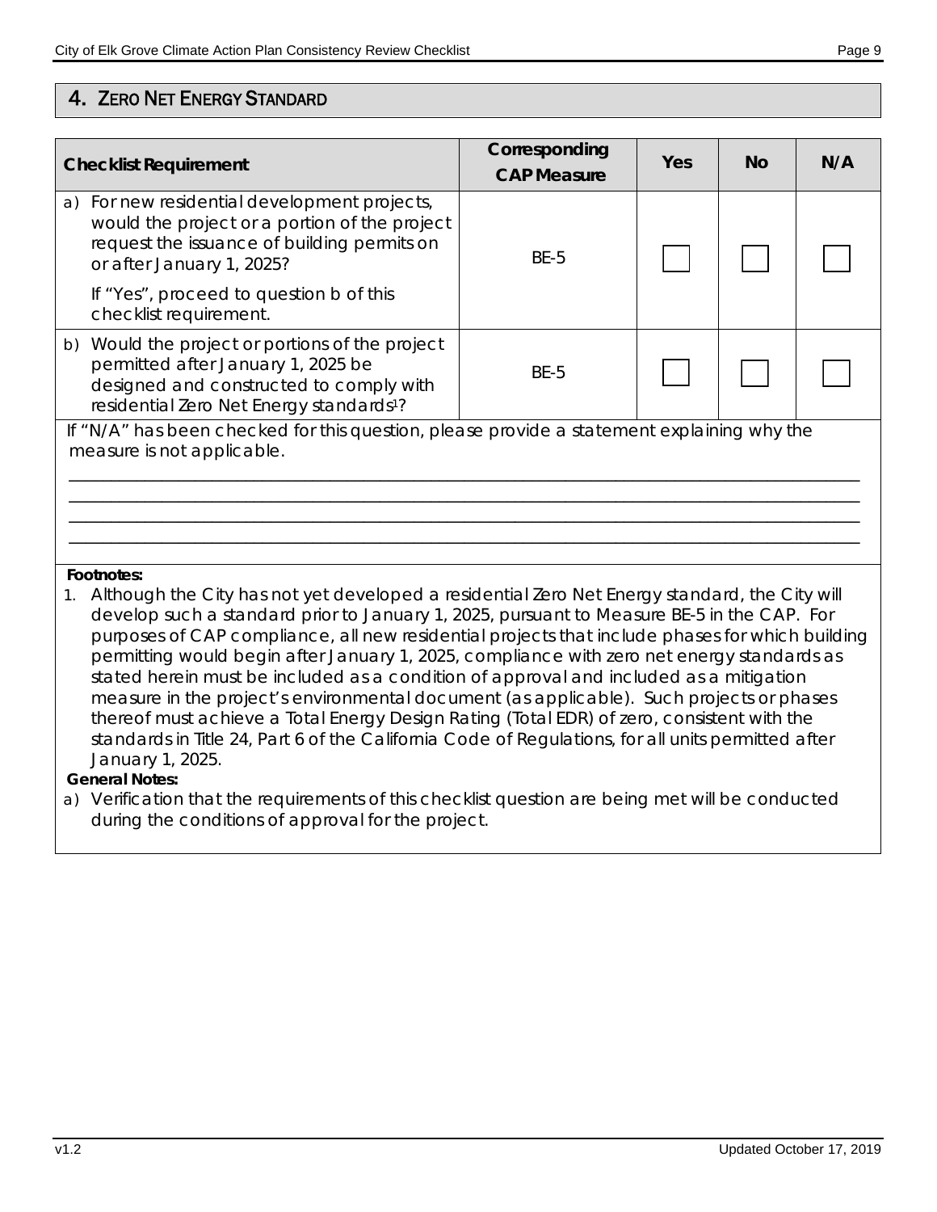## 4. Zero Net Energy Standard

| Checklist Requirement | Corresponding CAP Measure | Yes | No | N/A |
|---|---|---|---|---|
| a) For new residential development projects, would the project or a portion of the project request the issuance of building permits on or after January 1, 2025? If "Yes", proceed to question b of this checklist requirement. | BE-5 | ☐ | ☐ | ☐ |
| b) Would the project or portions of the project permitted after January 1, 2025 be designed and constructed to comply with residential Zero Net Energy standards[1]? | BE-5 | ☐ | ☐ | ☐ |

If "N/A" has been checked for this question, please provide a statement explaining why the measure is not applicable.

________________________________________________________________________________

________________________________________________________________________________

________________________________________________________________________________

________________________________________________________________________________

**Footnotes:**

1. Although the City has not yet developed a residential Zero Net Energy standard, the City will develop such a standard prior to January 1, 2025, pursuant to Measure BE-5 in the CAP. For purposes of CAP compliance, all new residential projects that include phases for which building permitting would begin after January 1, 2025, compliance with zero net energy standards as stated herein must be included as a condition of approval and included as a mitigation measure in the project's environmental document (as applicable). Such projects or phases thereof must achieve a Total Energy Design Rating (Total EDR) of zero, consistent with the standards in Title 24, Part 6 of the California Code of Regulations, for all units permitted after January 1, 2025.

**General Notes:**

a) Verification that the requirements of this checklist question are being met will be conducted during the conditions of approval for the project.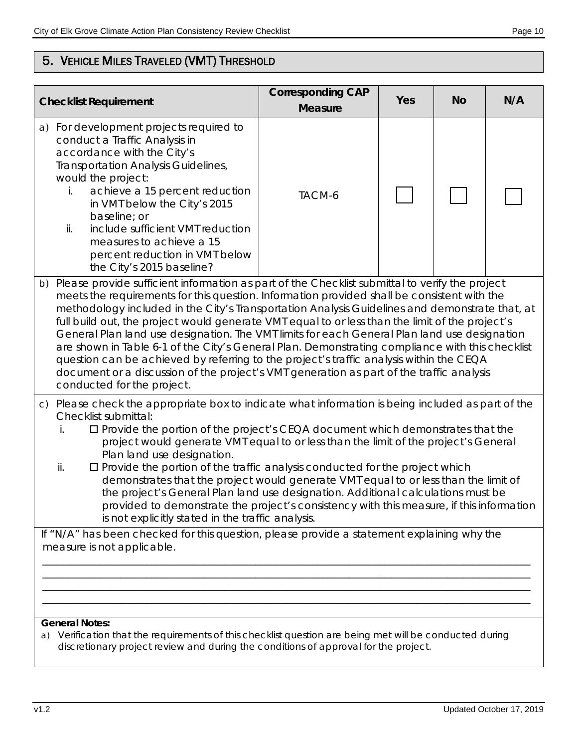## 5. Vehicle Miles Traveled (VMT) Threshold

| Checklist Requirement | Corresponding CAP Measure | Yes | No | N/A |
|---|---|---|---|---|
| a) For development projects required to conduct a Traffic Analysis in accordance with the City's Transportation Analysis Guidelines, would the project: i. achieve a 15 percent reduction in VMT below the City's 2015 baseline; or ii. include sufficient VMT reduction measures to achieve a 15 percent reduction in VMT below the City's 2015 baseline? | TACM-6 | ☐ | ☐ | ☐ |

b) Please provide sufficient information as part of the Checklist submittal to verify the project meets the requirements for this question. Information provided shall be consistent with the methodology included in the City's Transportation Analysis Guidelines and demonstrate that, at full build out, the project would generate VMT equal to or less than the limit of the project's General Plan land use designation. The VMT limits for each General Plan land use designation are shown in Table 6-1 of the City's General Plan. Demonstrating compliance with this checklist question can be achieved by referring to the project's traffic analysis within the CEQA document or a discussion of the project's VMT generation as part of the traffic analysis conducted for the project.

c) Please check the appropriate box to indicate what information is being included as part of the Checklist submittal:

i. ☐ Provide the portion of the project's CEQA document which demonstrates that the project would generate VMT equal to or less than the limit of the project's General Plan land use designation.

ii. ☐ Provide the portion of the traffic analysis conducted for the project which demonstrates that the project would generate VMT equal to or less than the limit of the project's General Plan land use designation. Additional calculations must be provided to demonstrate the project's consistency with this measure, if this information is not explicitly stated in the traffic analysis.

If "N/A" has been checked for this question, please provide a statement explaining why the measure is not applicable.

\_\_\_\_\_\_\_\_\_\_\_\_\_\_\_\_\_\_\_\_\_\_\_\_\_\_\_\_\_\_\_\_\_\_\_\_\_\_\_\_\_\_\_\_\_\_\_\_\_\_\_\_\_\_\_\_\_\_\_\_\_\_\_\_\_\_\_\_\_\_\_\_\_\_\_\_\_\_

\_\_\_\_\_\_\_\_\_\_\_\_\_\_\_\_\_\_\_\_\_\_\_\_\_\_\_\_\_\_\_\_\_\_\_\_\_\_\_\_\_\_\_\_\_\_\_\_\_\_\_\_\_\_\_\_\_\_\_\_\_\_\_\_\_\_\_\_\_\_\_\_\_\_\_\_\_\_

\_\_\_\_\_\_\_\_\_\_\_\_\_\_\_\_\_\_\_\_\_\_\_\_\_\_\_\_\_\_\_\_\_\_\_\_\_\_\_\_\_\_\_\_\_\_\_\_\_\_\_\_\_\_\_\_\_\_\_\_\_\_\_\_\_\_\_\_\_\_\_\_\_\_\_\_\_\_

\_\_\_\_\_\_\_\_\_\_\_\_\_\_\_\_\_\_\_\_\_\_\_\_\_\_\_\_\_\_\_\_\_\_\_\_\_\_\_\_\_\_\_\_\_\_\_\_\_\_\_\_\_\_\_\_\_\_\_\_\_\_\_\_\_\_\_\_\_\_\_\_\_\_\_\_\_\_

**General Notes:**

a) Verification that the requirements of this checklist question are being met will be conducted during discretionary project review and during the conditions of approval for the project.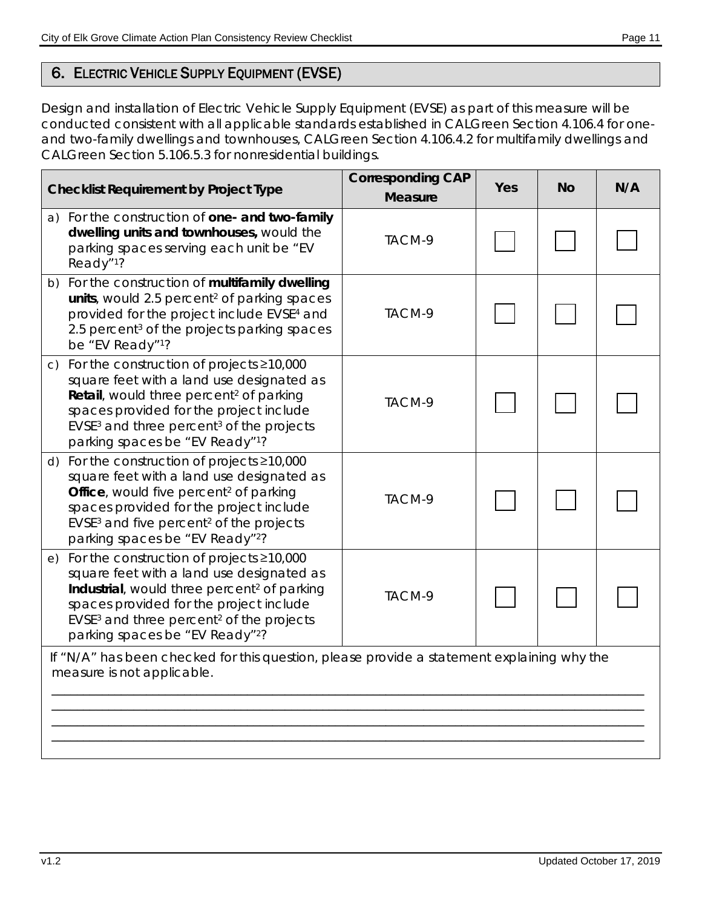## 6. Electric Vehicle Supply Equipment (EVSE)

Design and installation of Electric Vehicle Supply Equipment (EVSE) as part of this measure will be conducted consistent with all applicable standards established in CALGreen Section 4.106.4 for one- and two-family dwellings and townhouses, CALGreen Section 4.106.4.2 for multifamily dwellings and CALGreen Section 5.106.5.3 for nonresidential buildings.

| Checklist Requirement by Project Type | Corresponding CAP Measure | Yes | No | N/A |
|---|---|---|---|---|
| a) For the construction of **one- and two-family dwelling units and townhouses,** would the parking spaces serving each unit be "EV Ready"[1]? | TACM-9 | ☐ | ☐ | ☐ |
| b) For the construction of **multifamily dwelling units**, would 2.5 percent[2] of parking spaces provided for the project include EVSE[4] and 2.5 percent[3] of the projects parking spaces be "EV Ready"[1]? | TACM-9 | ☐ | ☐ | ☐ |
| c) For the construction of projects ≥10,000 square feet with a land use designated as **Retail**, would three percent[2] of parking spaces provided for the project include EVSE[3] and three percent[3] of the projects parking spaces be "EV Ready"[1]? | TACM-9 | ☐ | ☐ | ☐ |
| d) For the construction of projects ≥10,000 square feet with a land use designated as **Office**, would five percent[2] of parking spaces provided for the project include EVSE[3] and five percent[2] of the projects parking spaces be "EV Ready"[2]? | TACM-9 | ☐ | ☐ | ☐ |
| e) For the construction of projects ≥10,000 square feet with a land use designated as **Industrial**, would three percent[2] of parking spaces provided for the project include EVSE[3] and three percent[2] of the projects parking spaces be "EV Ready"[2]? | TACM-9 | ☐ | ☐ | ☐ |

If "N/A" has been checked for this question, please provide a statement explaining why the measure is not applicable.

______________________________________________________________________________
______________________________________________________________________________
______________________________________________________________________________
______________________________________________________________________________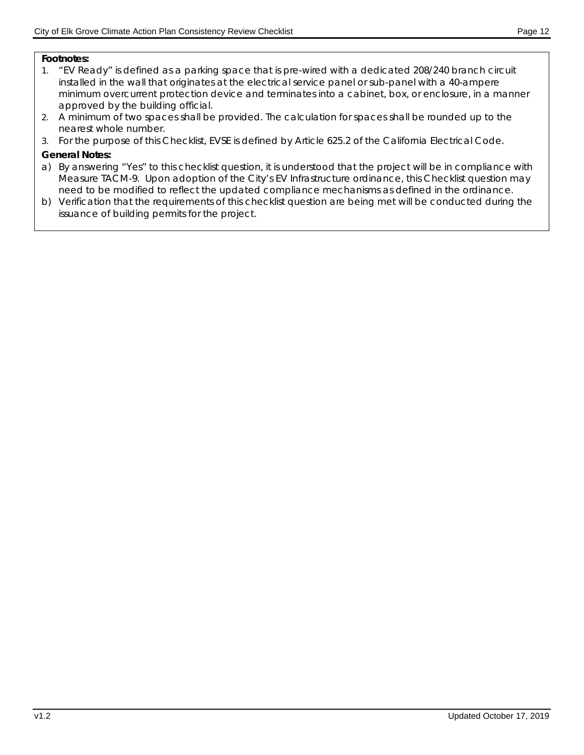**Footnotes:**

1. "EV Ready" is defined as a parking space that is pre-wired with a dedicated 208/240 branch circuit installed in the wall that originates at the electrical service panel or sub-panel with a 40-ampere minimum overcurrent protection device and terminates into a cabinet, box, or enclosure, in a manner approved by the building official.
2. A minimum of two spaces shall be provided. The calculation for spaces shall be rounded up to the nearest whole number.
3. For the purpose of this Checklist, EVSE is defined by Article 625.2 of the California Electrical Code.

**General Notes:**

a) By answering "Yes" to this checklist question, it is understood that the project will be in compliance with Measure TACM-9. Upon adoption of the City's EV Infrastructure ordinance, this Checklist question may need to be modified to reflect the updated compliance mechanisms as defined in the ordinance.

b) Verification that the requirements of this checklist question are being met will be conducted during the issuance of building permits for the project.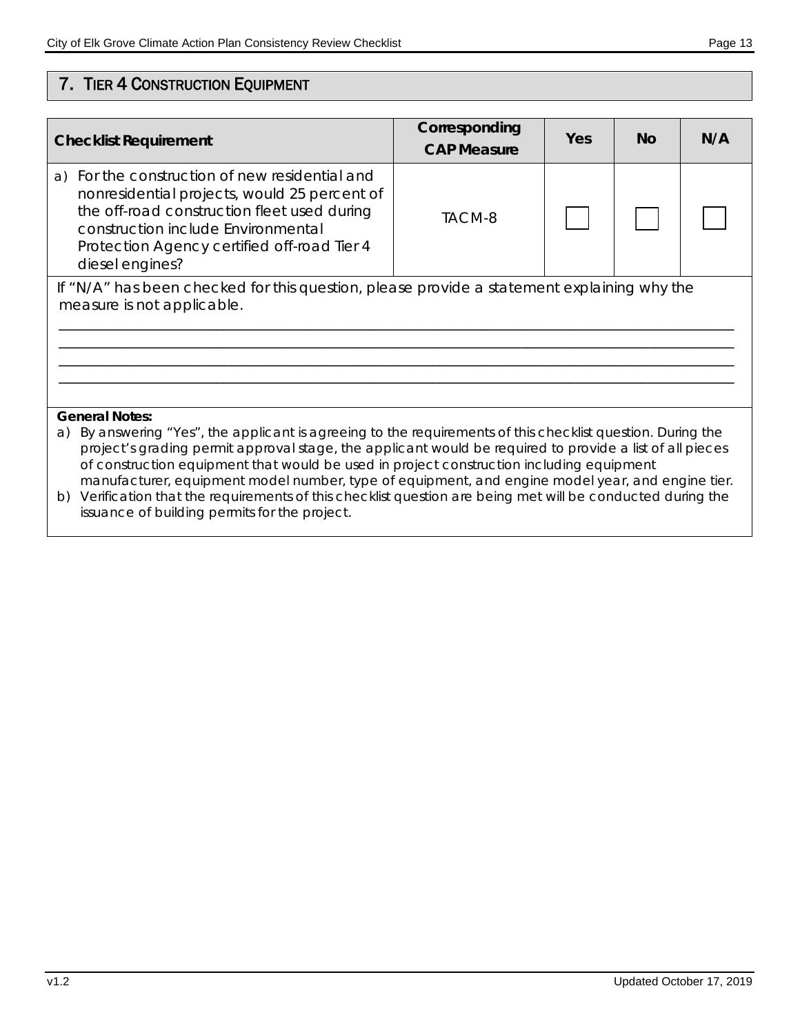## 7. Tier 4 Construction Equipment

| Checklist Requirement | Corresponding CAP Measure | Yes | No | N/A |
|---|---|---|---|---|
| a) For the construction of new residential and nonresidential projects, would 25 percent of the off-road construction fleet used during construction include Environmental Protection Agency certified off-road Tier 4 diesel engines? | TACM-8 | ☐ | ☐ | ☐ |

If "N/A" has been checked for this question, please provide a statement explaining why the measure is not applicable.

\_\_\_\_\_\_\_\_\_\_\_\_\_\_\_\_\_\_\_\_\_\_\_\_\_\_\_\_\_\_\_\_\_\_\_\_\_\_\_\_\_\_\_\_\_\_\_\_\_\_\_\_\_\_\_\_\_\_\_\_\_\_\_\_\_\_\_\_\_\_\_\_\_\_\_\_\_\_

\_\_\_\_\_\_\_\_\_\_\_\_\_\_\_\_\_\_\_\_\_\_\_\_\_\_\_\_\_\_\_\_\_\_\_\_\_\_\_\_\_\_\_\_\_\_\_\_\_\_\_\_\_\_\_\_\_\_\_\_\_\_\_\_\_\_\_\_\_\_\_\_\_\_\_\_\_\_

\_\_\_\_\_\_\_\_\_\_\_\_\_\_\_\_\_\_\_\_\_\_\_\_\_\_\_\_\_\_\_\_\_\_\_\_\_\_\_\_\_\_\_\_\_\_\_\_\_\_\_\_\_\_\_\_\_\_\_\_\_\_\_\_\_\_\_\_\_\_\_\_\_\_\_\_\_\_

\_\_\_\_\_\_\_\_\_\_\_\_\_\_\_\_\_\_\_\_\_\_\_\_\_\_\_\_\_\_\_\_\_\_\_\_\_\_\_\_\_\_\_\_\_\_\_\_\_\_\_\_\_\_\_\_\_\_\_\_\_\_\_\_\_\_\_\_\_\_\_\_\_\_\_\_\_\_

**General Notes:**

a) By answering "Yes", the applicant is agreeing to the requirements of this checklist question. During the project's grading permit approval stage, the applicant would be required to provide a list of all pieces of construction equipment that would be used in project construction including equipment manufacturer, equipment model number, type of equipment, and engine model year, and engine tier.

b) Verification that the requirements of this checklist question are being met will be conducted during the issuance of building permits for the project.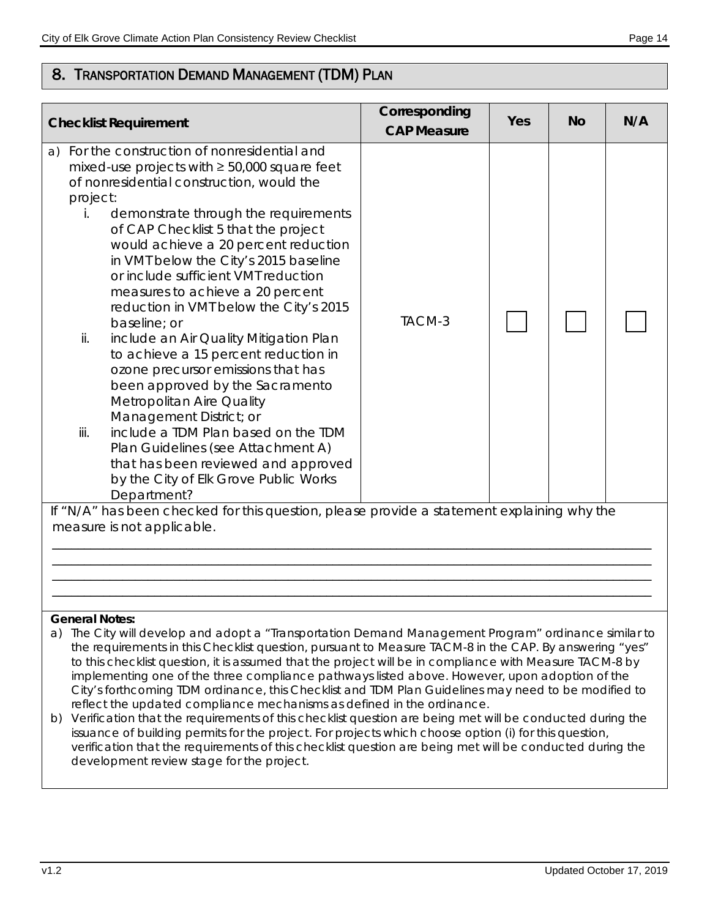## 8. Transportation Demand Management (TDM) Plan

| Checklist Requirement | Corresponding CAP Measure | Yes | No | N/A |
|---|---|---|---|---|
| a) For the construction of nonresidential and mixed-use projects with ≥ 50,000 square feet of nonresidential construction, would the project:<br>i. demonstrate through the requirements of CAP Checklist 5 that the project would achieve a 20 percent reduction in VMT below the City's 2015 baseline or include sufficient VMT reduction measures to achieve a 20 percent reduction in VMT below the City's 2015 baseline; or<br>ii. include an Air Quality Mitigation Plan to achieve a 15 percent reduction in ozone precursor emissions that has been approved by the Sacramento Metropolitan Aire Quality Management District; or<br>iii. include a TDM Plan based on the TDM Plan Guidelines (see Attachment A) that has been reviewed and approved by the City of Elk Grove Public Works Department? | TACM-3 | ☐ | ☐ | ☐ |

If "N/A" has been checked for this question, please provide a statement explaining why the measure is not applicable.

\_\_\_\_\_\_\_\_\_\_\_\_\_\_\_\_\_\_\_\_\_\_\_\_\_\_\_\_\_\_\_\_\_\_\_\_\_\_\_\_\_\_\_\_\_\_\_\_\_\_\_\_\_\_\_\_\_\_\_\_\_\_\_\_\_\_\_\_\_\_\_\_\_\_\_\_\_\_

\_\_\_\_\_\_\_\_\_\_\_\_\_\_\_\_\_\_\_\_\_\_\_\_\_\_\_\_\_\_\_\_\_\_\_\_\_\_\_\_\_\_\_\_\_\_\_\_\_\_\_\_\_\_\_\_\_\_\_\_\_\_\_\_\_\_\_\_\_\_\_\_\_\_\_\_\_\_

\_\_\_\_\_\_\_\_\_\_\_\_\_\_\_\_\_\_\_\_\_\_\_\_\_\_\_\_\_\_\_\_\_\_\_\_\_\_\_\_\_\_\_\_\_\_\_\_\_\_\_\_\_\_\_\_\_\_\_\_\_\_\_\_\_\_\_\_\_\_\_\_\_\_\_\_\_\_

\_\_\_\_\_\_\_\_\_\_\_\_\_\_\_\_\_\_\_\_\_\_\_\_\_\_\_\_\_\_\_\_\_\_\_\_\_\_\_\_\_\_\_\_\_\_\_\_\_\_\_\_\_\_\_\_\_\_\_\_\_\_\_\_\_\_\_\_\_\_\_\_\_\_\_\_\_\_

**General Notes:**

a) The City will develop and adopt a "Transportation Demand Management Program" ordinance similar to the requirements in this Checklist question, pursuant to Measure TACM-8 in the CAP. By answering "yes" to this checklist question, it is assumed that the project will be in compliance with Measure TACM-8 by implementing one of the three compliance pathways listed above. However, upon adoption of the City's forthcoming TDM ordinance, this Checklist and TDM Plan Guidelines may need to be modified to reflect the updated compliance mechanisms as defined in the ordinance.

b) Verification that the requirements of this checklist question are being met will be conducted during the issuance of building permits for the project. For projects which choose option (i) for this question, verification that the requirements of this checklist question are being met will be conducted during the development review stage for the project.